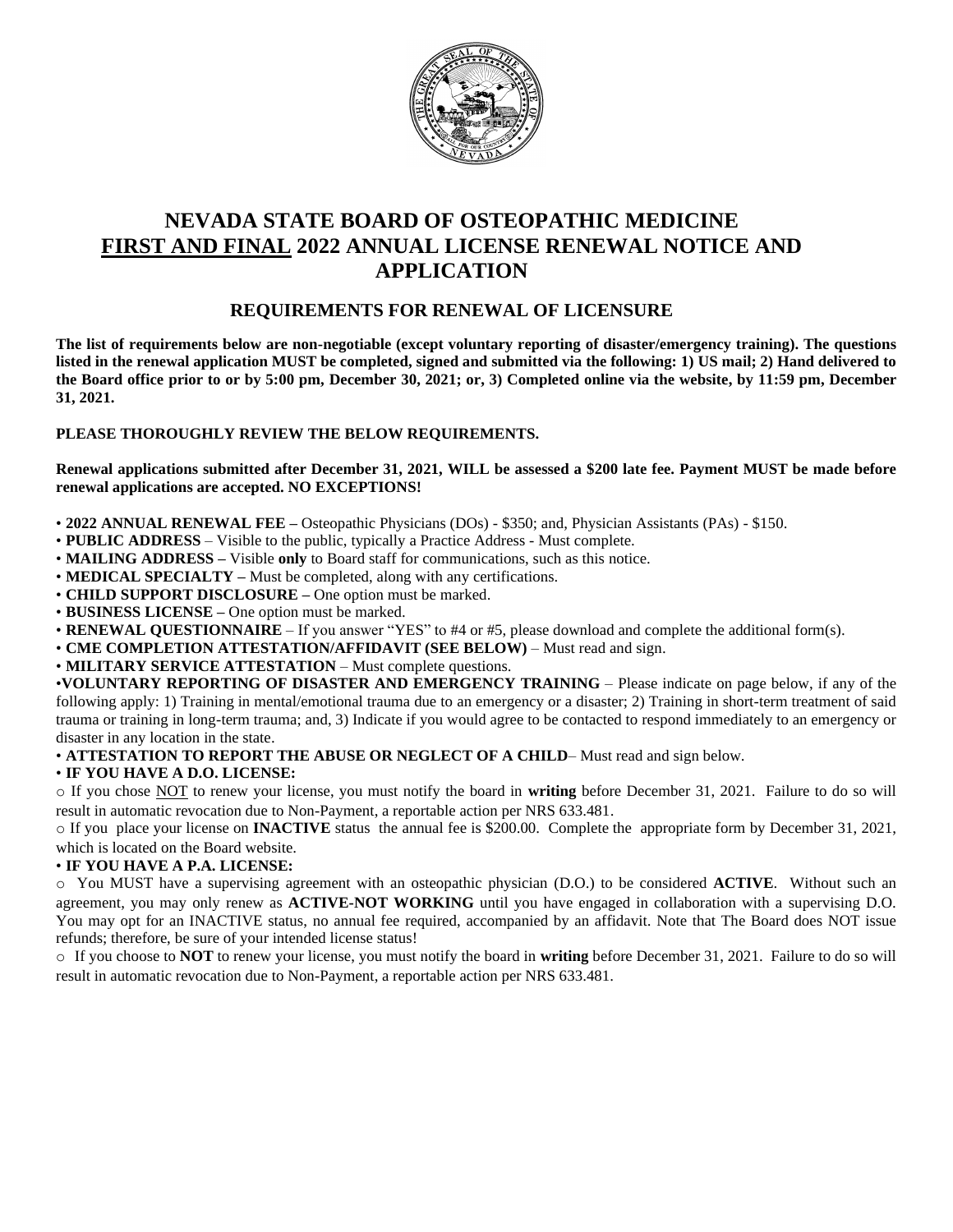# NEVADA STATE BOARD OF OSTEOPATHIC MEDICINE
# FIRST AND FINAL 2022 ANNUAL LICENSE RENEWAL NOTICE AND APPLICATION

## REQUIREMENTS FOR RENEWAL OF LICENSURE

**The list of requirements below are non-negotiable (except voluntary reporting of disaster/emergency training). The questions listed in the renewal application MUST be completed, signed and submitted via the following: 1) US mail; 2) Hand delivered to the Board office prior to or by 5:00 pm, December 30, 2021; or, 3) Completed online via the website, by 11:59 pm, December 31, 2021.**

**PLEASE THOROUGHLY REVIEW THE BELOW REQUIREMENTS.**

**Renewal applications submitted after December 31, 2021, WILL be assessed a $200 late fee. Payment MUST be made before renewal applications are accepted. NO EXCEPTIONS!**

- **2022 ANNUAL RENEWAL FEE –** Osteopathic Physicians (DOs) - $350; and, Physician Assistants (PAs) - $150.
- **PUBLIC ADDRESS** – Visible to the public, typically a Practice Address - Must complete.
- **MAILING ADDRESS –** Visible **only** to Board staff for communications, such as this notice.
- **MEDICAL SPECIALTY –** Must be completed, along with any certifications.
- **CHILD SUPPORT DISCLOSURE –** One option must be marked.
- **BUSINESS LICENSE –** One option must be marked.
- **RENEWAL QUESTIONNAIRE** – If you answer "YES" to #4 or #5, please download and complete the additional form(s).
- **CME COMPLETION ATTESTATION/AFFIDAVIT (SEE BELOW)** – Must read and sign.
- **MILITARY SERVICE ATTESTATION** – Must complete questions.
- **VOLUNTARY REPORTING OF DISASTER AND EMERGENCY TRAINING** – Please indicate on page below, if any of the following apply: 1) Training in mental/emotional trauma due to an emergency or a disaster; 2) Training in short-term treatment of said trauma or training in long-term trauma; and, 3) Indicate if you would agree to be contacted to respond immediately to an emergency or disaster in any location in the state.
- **ATTESTATION TO REPORT THE ABUSE OR NEGLECT OF A CHILD**– Must read and sign below.
- **IF YOU HAVE A D.O. LICENSE:**
  - If you chose NOT to renew your license, you must notify the board in **writing** before December 31, 2021. Failure to do so will result in automatic revocation due to Non-Payment, a reportable action per NRS 633.481.
  - If you place your license on **INACTIVE** status the annual fee is $200.00. Complete the appropriate form by December 31, 2021, which is located on the Board website.
- **IF YOU HAVE A P.A. LICENSE:**
  - You MUST have a supervising agreement with an osteopathic physician (D.O.) to be considered **ACTIVE**. Without such an agreement, you may only renew as **ACTIVE-NOT WORKING** until you have engaged in collaboration with a supervising D.O. You may opt for an INACTIVE status, no annual fee required, accompanied by an affidavit. Note that The Board does NOT issue refunds; therefore, be sure of your intended license status!
  - If you choose to **NOT** to renew your license, you must notify the board in **writing** before December 31, 2021. Failure to do so will result in automatic revocation due to Non-Payment, a reportable action per NRS 633.481.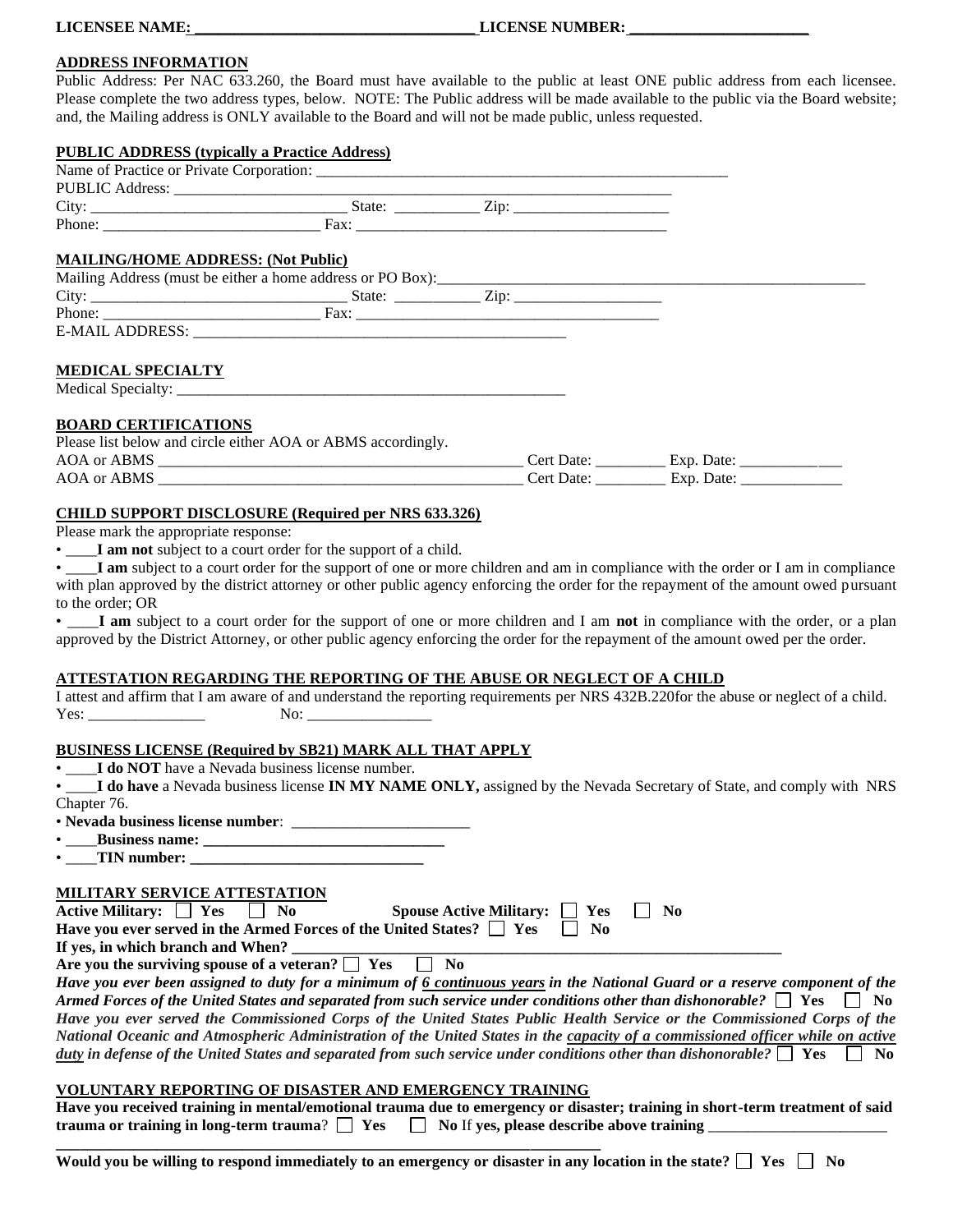**LICENSEE NAME:** ___________________________________ **LICENSE NUMBER:** ______________________

**ADDRESS INFORMATION**

Public Address: Per NAC 633.260, the Board must have available to the public at least ONE public address from each licensee. Please complete the two address types, below. NOTE: The Public address will be made available to the public via the Board website; and, the Mailing address is ONLY available to the Board and will not be made public, unless requested.

**PUBLIC ADDRESS (typically a Practice Address)**

Name of Practice or Private Corporation: ________________________________________________________

PUBLIC Address: ________________________________________________________________

City: _________________________________ State: ___________ Zip: ____________________

Phone: ____________________________ Fax: ________________________________________

**MAILING/HOME ADDRESS: (Not Public)**

Mailing Address (must be either a home address or PO Box):________________________________________________________

City: _________________________________ State: ___________ Zip: ___________________

Phone: ____________________________ Fax: ________________________________________

E-MAIL ADDRESS: __________________________________________________

**MEDICAL SPECIALTY**

Medical Specialty: ____________________________________________________

**BOARD CERTIFICATIONS**

Please list below and circle either AOA or ABMS accordingly.

AOA or ABMS ________________________________________________ Cert Date: _________ Exp. Date: _____________

AOA or ABMS ________________________________________________ Cert Date: _________ Exp. Date: _____________

**CHILD SUPPORT DISCLOSURE (Required per NRS 633.326)**

Please mark the appropriate response:

• ____**I am not** subject to a court order for the support of a child.

• ____**I am** subject to a court order for the support of one or more children and am in compliance with the order or I am in compliance with plan approved by the district attorney or other public agency enforcing the order for the repayment of the amount owed pursuant to the order; OR

• ____**I am** subject to a court order for the support of one or more children and I am **not** in compliance with the order, or a plan approved by the District Attorney, or other public agency enforcing the order for the repayment of the amount owed per the order.

**ATTESTATION REGARDING THE REPORTING OF THE ABUSE OR NEGLECT OF A CHILD**

I attest and affirm that I am aware of and understand the reporting requirements per NRS 432B.220for the abuse or neglect of a child.

Yes: _______________ No: ________________

**BUSINESS LICENSE (Required by SB21) MARK ALL THAT APPLY**

• ____**I do NOT** have a Nevada business license number.

• ____**I do have** a Nevada business license **IN MY NAME ONLY,** assigned by the Nevada Secretary of State, and comply with NRS Chapter 76.

• **Nevada business license number**: _______________________

• ____**Business name: _______________________________**

• ____**TIN number: ______________________________**

**MILITARY SERVICE ATTESTATION**

**Active Military:** ☐ **Yes** ☐ **No** **Spouse Active Military:** ☐ **Yes** ☐ **No**

**Have you ever served in the Armed Forces of the United States?** ☐ **Yes** ☐ **No**

**If yes, in which branch and When? ____________________________________________________________________**

**Are you the surviving spouse of a veteran?** ☐ **Yes** ☐ **No**

***Have you ever been assigned to duty for a minimum of 6 continuous years in the National Guard or a reserve component of the Armed Forces of the United States and separated from such service under conditions other than dishonorable?*** ☐ **Yes** ☐ **No**

***Have you ever served the Commissioned Corps of the United States Public Health Service or the Commissioned Corps of the National Oceanic and Atmospheric Administration of the United States in the capacity of a commissioned officer while on active duty in defense of the United States and separated from such service under conditions other than dishonorable?*** ☐ **Yes** ☐ **No**

**VOLUNTARY REPORTING OF DISASTER AND EMERGENCY TRAINING**

**Have you received training in mental/emotional trauma due to emergency or disaster; training in short-term treatment of said trauma or training in long-term trauma**? ☐ **Yes** ☐ **No** If **yes, please describe above training** _______________________

______________________________________________________________________________

**Would you be willing to respond immediately to an emergency or disaster in any location in the state?** ☐ **Yes** ☐ **No**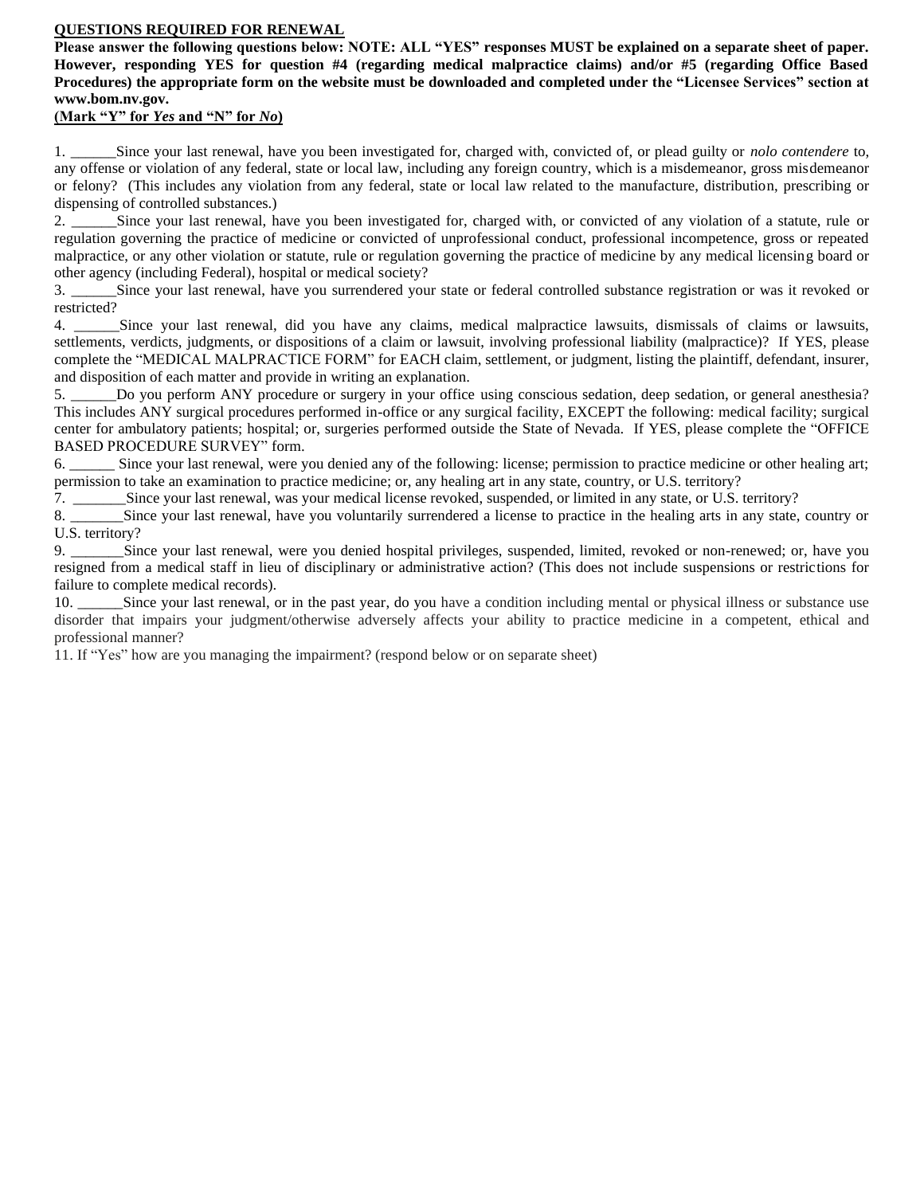**<u>QUESTIONS REQUIRED FOR RENEWAL</u>**

**Please answer the following questions below: NOTE: ALL "YES" responses MUST be explained on a separate sheet of paper. However, responding YES for question #4 (regarding medical malpractice claims) and/or #5 (regarding Office Based Procedures) the appropriate form on the website must be downloaded and completed under the "Licensee Services" section at www.bom.nv.gov.**

**<u>(Mark "Y" for *Yes* and "N" for *No*)</u>**

1. ______Since your last renewal, have you been investigated for, charged with, convicted of, or plead guilty or *nolo contendere* to, any offense or violation of any federal, state or local law, including any foreign country, which is a misdemeanor, gross misdemeanor or felony? (This includes any violation from any federal, state or local law related to the manufacture, distribution, prescribing or dispensing of controlled substances.)

2. ______Since your last renewal, have you been investigated for, charged with, or convicted of any violation of a statute, rule or regulation governing the practice of medicine or convicted of unprofessional conduct, professional incompetence, gross or repeated malpractice, or any other violation or statute, rule or regulation governing the practice of medicine by any medical licensing board or other agency (including Federal), hospital or medical society?

3. ______Since your last renewal, have you surrendered your state or federal controlled substance registration or was it revoked or restricted?

4. ______Since your last renewal, did you have any claims, medical malpractice lawsuits, dismissals of claims or lawsuits, settlements, verdicts, judgments, or dispositions of a claim or lawsuit, involving professional liability (malpractice)? If YES, please complete the "MEDICAL MALPRACTICE FORM" for EACH claim, settlement, or judgment, listing the plaintiff, defendant, insurer, and disposition of each matter and provide in writing an explanation.

5. ______Do you perform ANY procedure or surgery in your office using conscious sedation, deep sedation, or general anesthesia? This includes ANY surgical procedures performed in-office or any surgical facility, EXCEPT the following: medical facility; surgical center for ambulatory patients; hospital; or, surgeries performed outside the State of Nevada. If YES, please complete the "OFFICE BASED PROCEDURE SURVEY" form.

6. ______ Since your last renewal, were you denied any of the following: license; permission to practice medicine or other healing art; permission to take an examination to practice medicine; or, any healing art in any state, country, or U.S. territory?

7. _______Since your last renewal, was your medical license revoked, suspended, or limited in any state, or U.S. territory?

8. _______Since your last renewal, have you voluntarily surrendered a license to practice in the healing arts in any state, country or U.S. territory?

9. _______Since your last renewal, were you denied hospital privileges, suspended, limited, revoked or non-renewed; or, have you resigned from a medical staff in lieu of disciplinary or administrative action? (This does not include suspensions or restrictions for failure to complete medical records).

10. ______Since your last renewal, or in the past year, do you have a condition including mental or physical illness or substance use disorder that impairs your judgment/otherwise adversely affects your ability to practice medicine in a competent, ethical and professional manner?

11. If "Yes" how are you managing the impairment? (respond below or on separate sheet)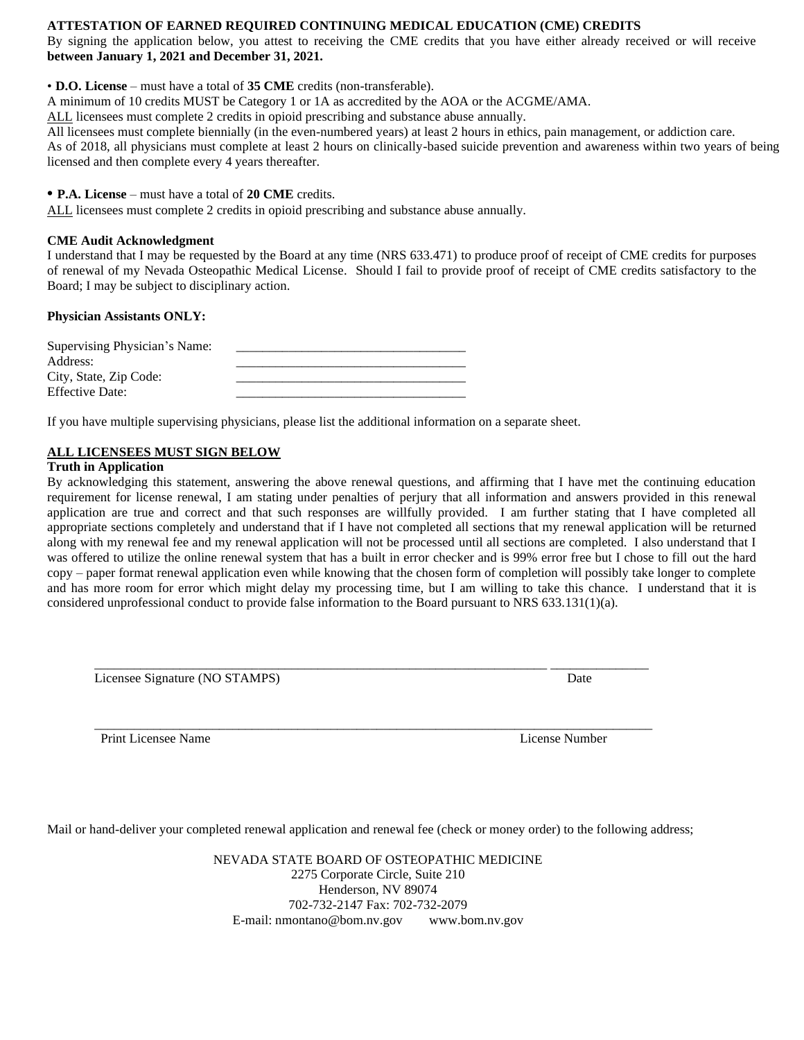**ATTESTATION OF EARNED REQUIRED CONTINUING MEDICAL EDUCATION (CME) CREDITS**

By signing the application below, you attest to receiving the CME credits that you have either already received or will receive **between January 1, 2021 and December 31, 2021.**

- **D.O. License** – must have a total of **35 CME** credits (non-transferable).

A minimum of 10 credits MUST be Category 1 or 1A as accredited by the AOA or the ACGME/AMA.

ALL licensees must complete 2 credits in opioid prescribing and substance abuse annually.

All licensees must complete biennially (in the even-numbered years) at least 2 hours in ethics, pain management, or addiction care.

As of 2018, all physicians must complete at least 2 hours on clinically-based suicide prevention and awareness within two years of being licensed and then complete every 4 years thereafter.

- **P.A. License** – must have a total of **20 CME** credits.

ALL licensees must complete 2 credits in opioid prescribing and substance abuse annually.

**CME Audit Acknowledgment**

I understand that I may be requested by the Board at any time (NRS 633.471) to produce proof of receipt of CME credits for purposes of renewal of my Nevada Osteopathic Medical License. Should I fail to provide proof of receipt of CME credits satisfactory to the Board; I may be subject to disciplinary action.

**Physician Assistants ONLY:**

Supervising Physician's Name: ___________________________________

Address: ___________________________________

City, State, Zip Code: ___________________________________

Effective Date: ___________________________________

If you have multiple supervising physicians, please list the additional information on a separate sheet.

**ALL LICENSEES MUST SIGN BELOW**

**Truth in Application**

By acknowledging this statement, answering the above renewal questions, and affirming that I have met the continuing education requirement for license renewal, I am stating under penalties of perjury that all information and answers provided in this renewal application are true and correct and that such responses are willfully provided. I am further stating that I have completed all appropriate sections completely and understand that if I have not completed all sections that my renewal application will be returned along with my renewal fee and my renewal application will not be processed until all sections are completed. I also understand that I was offered to utilize the online renewal system that has a built in error checker and is 99% error free but I chose to fill out the hard copy – paper format renewal application even while knowing that the chosen form of completion will possibly take longer to complete and has more room for error which might delay my processing time, but I am willing to take this chance. I understand that it is considered unprofessional conduct to provide false information to the Board pursuant to NRS 633.131(1)(a).

_________________________________________________________________________ _______________

Licensee Signature (NO STAMPS) Date

___________________________________________________________________________________________

Print Licensee Name License Number

Mail or hand-deliver your completed renewal application and renewal fee (check or money order) to the following address;

NEVADA STATE BOARD OF OSTEOPATHIC MEDICINE
2275 Corporate Circle, Suite 210
Henderson, NV 89074
702-732-2147 Fax: 702-732-2079
E-mail: nmontano@bom.nv.gov www.bom.nv.gov